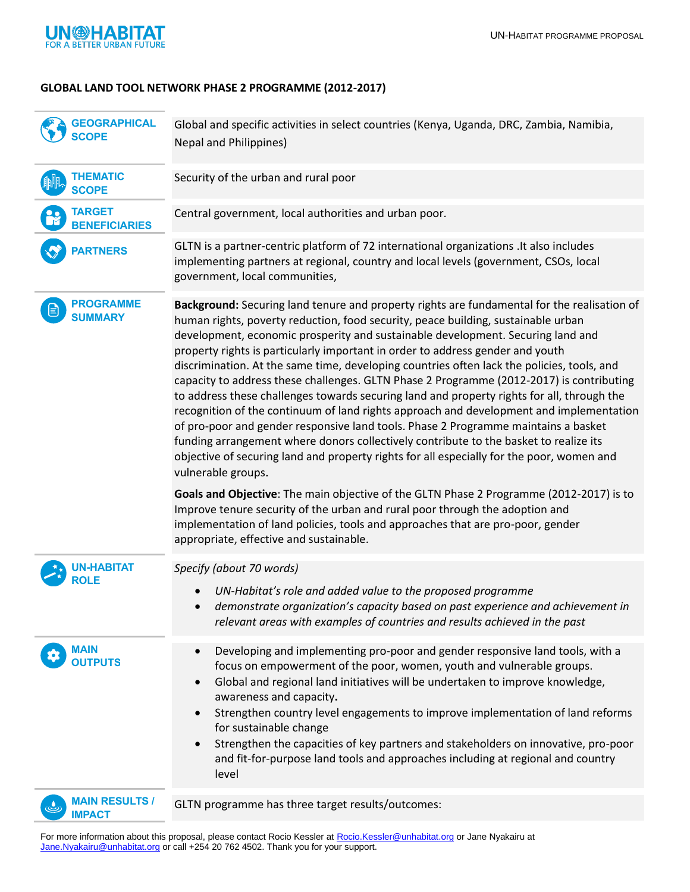**GLOBAL LAND TOOL NETWORK PHASE 2 PROGRAMME (2012-2017)**

| | |
|---|---|
| **GEOGRAPHICAL SCOPE** | Global and specific activities in select countries (Kenya, Uganda, DRC, Zambia, Namibia, Nepal and Philippines) |
| **THEMATIC SCOPE** | Security of the urban and rural poor |
| **TARGET BENEFICIARIES** | Central government, local authorities and urban poor. |
| **PARTNERS** | GLTN is a partner-centric platform of 72 international organizations .It also includes implementing partners at regional, country and local levels (government, CSOs, local government, local communities, |
| **PROGRAMME SUMMARY** | **Background:** Securing land tenure and property rights are fundamental for the realisation of human rights, poverty reduction, food security, peace building, sustainable urban development, economic prosperity and sustainable development. Securing land and property rights is particularly important in order to address gender and youth discrimination. At the same time, developing countries often lack the policies, tools, and capacity to address these challenges. GLTN Phase 2 Programme (2012-2017) is contributing to address these challenges towards securing land and property rights for all, through the recognition of the continuum of land rights approach and development and implementation of pro-poor and gender responsive land tools. Phase 2 Programme maintains a basket funding arrangement where donors collectively contribute to the basket to realize its objective of securing land and property rights for all especially for the poor, women and vulnerable groups.<br><br>**Goals and Objective**: The main objective of the GLTN Phase 2 Programme (2012-2017) is to Improve tenure security of the urban and rural poor through the adoption and implementation of land policies, tools and approaches that are pro-poor, gender appropriate, effective and sustainable. |
| **UN-HABITAT ROLE** | *Specify (about 70 words)*<br>• *UN-Habitat's role and added value to the proposed programme*<br>• *demonstrate organization's capacity based on past experience and achievement in relevant areas with examples of countries and results achieved in the past* |
| **MAIN OUTPUTS** | • Developing and implementing pro-poor and gender responsive land tools, with a focus on empowerment of the poor, women, youth and vulnerable groups.<br>• Global and regional land initiatives will be undertaken to improve knowledge, awareness and capacity**.**<br>• Strengthen country level engagements to improve implementation of land reforms for sustainable change<br>• Strengthen the capacities of key partners and stakeholders on innovative, pro-poor and fit-for-purpose land tools and approaches including at regional and country level |
| **MAIN RESULTS / IMPACT** | GLTN programme has three target results/outcomes: |

For more information about this proposal, please contact Rocio Kessler at Rocio.Kessler@unhabitat.org or Jane Nyakairu at Jane.Nyakairu@unhabitat.org or call +254 20 762 4502. Thank you for your support.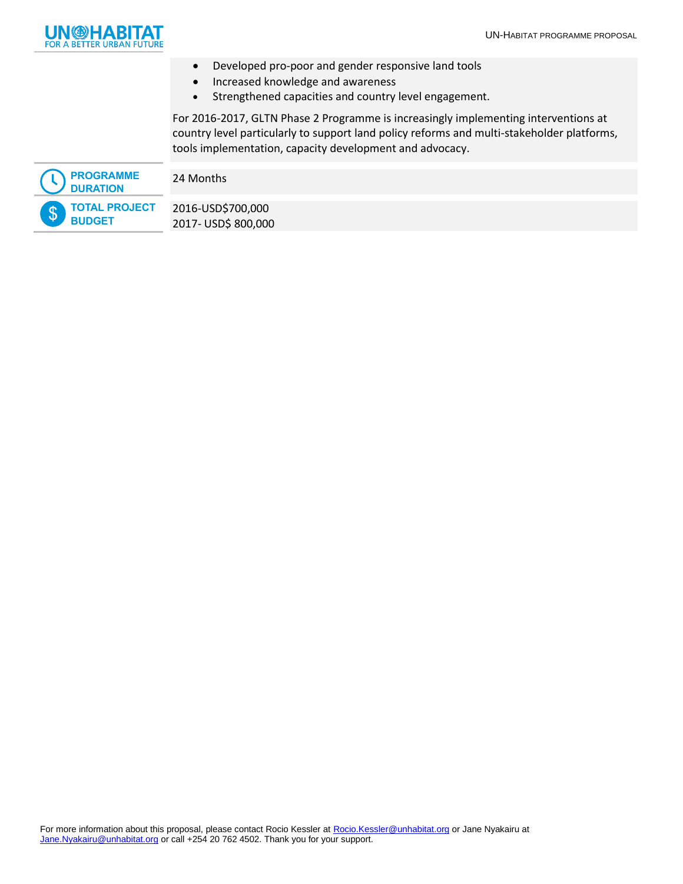- Developed pro-poor and gender responsive land tools
- Increased knowledge and awareness
- Strengthened capacities and country level engagement.

For 2016-2017, GLTN Phase 2 Programme is increasingly implementing interventions at country level particularly to support land policy reforms and multi-stakeholder platforms, tools implementation, capacity development and advocacy.

| | |
|---|---|
| **PROGRAMME DURATION** | 24 Months |
| **TOTAL PROJECT BUDGET** | 2016-USD$700,000<br>2017- USD$ 800,000 |

For more information about this proposal, please contact Rocio Kessler at Rocio.Kessler@unhabitat.org or Jane Nyakairu at Jane.Nyakairu@unhabitat.org or call +254 20 762 4502. Thank you for your support.